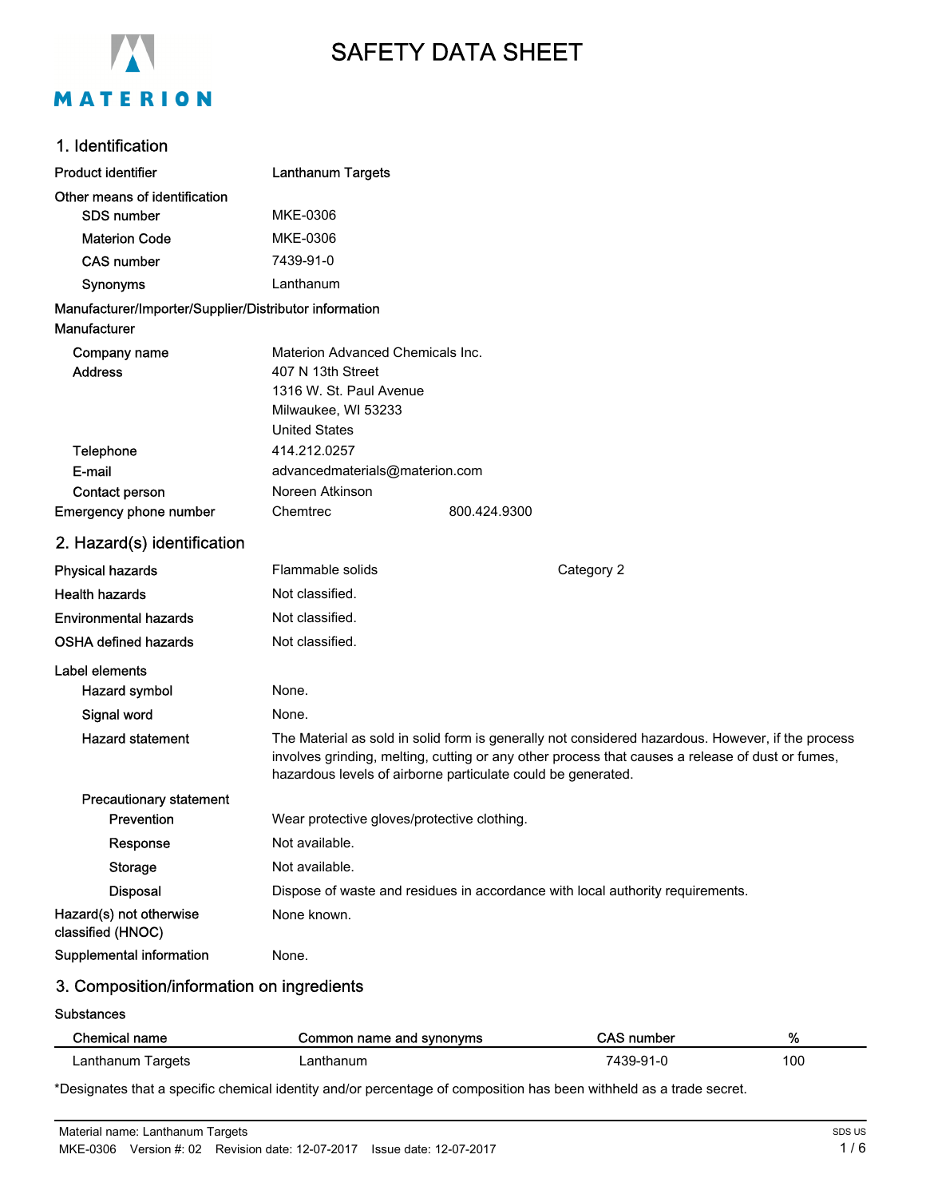MATERION

# SAFETY DATA SHEET

## 1. Identification

**Product identifier** Lanthanum Targets

**Other means of identification**

- **SDS number** MKE-0306
- **Materion Code** MKE-0306
- **CAS number** 7439-91-0
- **Synonyms** Lanthanum

**Manufacturer/Importer/Supplier/Distributor information**

**Manufacturer**

- **Company name** Materion Advanced Chemicals Inc.
- **Address** 407 N 13th Street
  1316 W. St. Paul Avenue
  Milwaukee, WI 53233
  United States
- **Telephone** 414.212.0257
- **E-mail** advancedmaterials@materion.com
- **Contact person** Noreen Atkinson

**Emergency phone number** Chemtrec 800.424.9300

## 2. Hazard(s) identification

**Physical hazards** Flammable solids Category 2

**Health hazards** Not classified.

**Environmental hazards** Not classified.

**OSHA defined hazards** Not classified.

**Label elements**

- **Hazard symbol** None.
- **Signal word** None.
- **Hazard statement** The Material as sold in solid form is generally not considered hazardous. However, if the process involves grinding, melting, cutting or any other process that causes a release of dust or fumes, hazardous levels of airborne particulate could be generated.

**Precautionary statement**

- **Prevention** Wear protective gloves/protective clothing.
- **Response** Not available.
- **Storage** Not available.
- **Disposal** Dispose of waste and residues in accordance with local authority requirements.

**Hazard(s) not otherwise classified (HNOC)** None known.

**Supplemental information** None.

## 3. Composition/information on ingredients

**Substances**

| Chemical name | Common name and synonyms | CAS number | % |
|---|---|---|---|
| Lanthanum Targets | Lanthanum | 7439-91-0 | 100 |

*Designates that a specific chemical identity and/or percentage of composition has been withheld as a trade secret.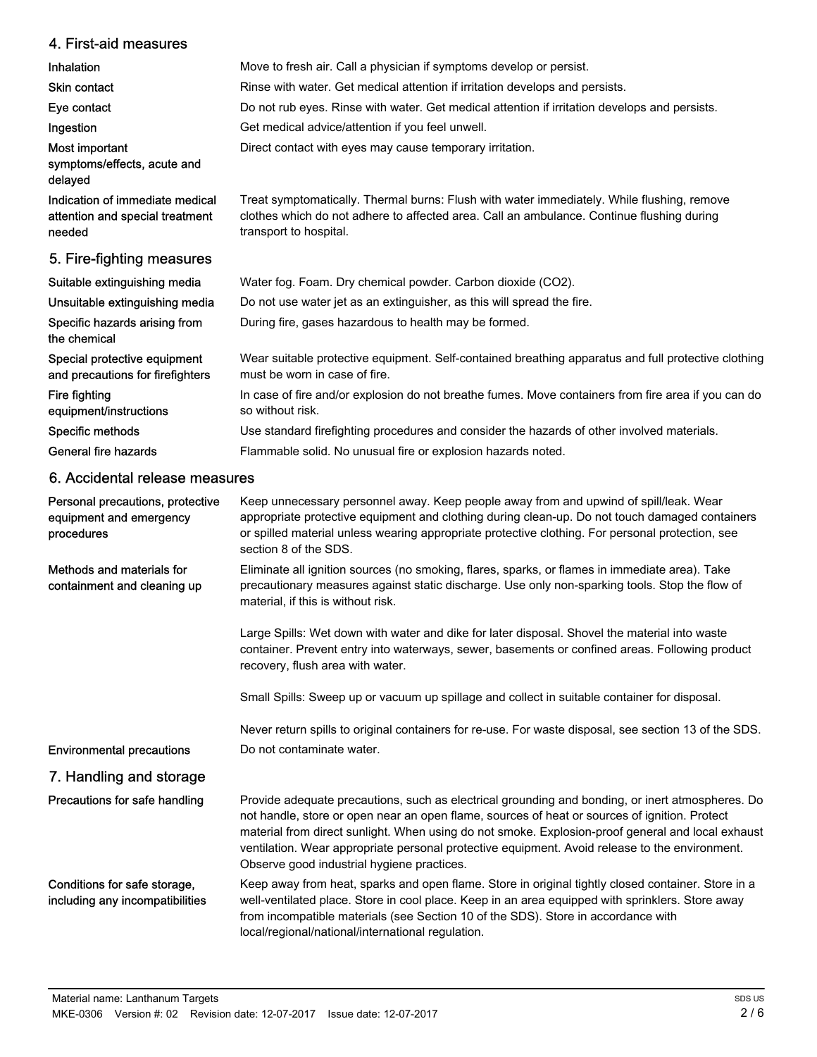## 4. First-aid measures

| | |
|---|---|
| **Inhalation** | Move to fresh air. Call a physician if symptoms develop or persist. |
| **Skin contact** | Rinse with water. Get medical attention if irritation develops and persists. |
| **Eye contact** | Do not rub eyes. Rinse with water. Get medical attention if irritation develops and persists. |
| **Ingestion** | Get medical advice/attention if you feel unwell. |
| **Most important symptoms/effects, acute and delayed** | Direct contact with eyes may cause temporary irritation. |
| **Indication of immediate medical attention and special treatment needed** | Treat symptomatically. Thermal burns: Flush with water immediately. While flushing, remove clothes which do not adhere to affected area. Call an ambulance. Continue flushing during transport to hospital. |

## 5. Fire-fighting measures

| | |
|---|---|
| **Suitable extinguishing media** | Water fog. Foam. Dry chemical powder. Carbon dioxide ($CO_2$). |
| **Unsuitable extinguishing media** | Do not use water jet as an extinguisher, as this will spread the fire. |
| **Specific hazards arising from the chemical** | During fire, gases hazardous to health may be formed. |
| **Special protective equipment and precautions for firefighters** | Wear suitable protective equipment. Self-contained breathing apparatus and full protective clothing must be worn in case of fire. |
| **Fire fighting equipment/instructions** | In case of fire and/or explosion do not breathe fumes. Move containers from fire area if you can do so without risk. |
| **Specific methods** | Use standard firefighting procedures and consider the hazards of other involved materials. |
| **General fire hazards** | Flammable solid. No unusual fire or explosion hazards noted. |

## 6. Accidental release measures

**Personal precautions, protective equipment and emergency procedures**

Keep unnecessary personnel away. Keep people away from and upwind of spill/leak. Wear appropriate protective equipment and clothing during clean-up. Do not touch damaged containers or spilled material unless wearing appropriate protective clothing. For personal protection, see section 8 of the SDS.

**Methods and materials for containment and cleaning up**

Eliminate all ignition sources (no smoking, flares, sparks, or flames in immediate area). Take precautionary measures against static discharge. Use only non-sparking tools. Stop the flow of material, if this is without risk.

Large Spills: Wet down with water and dike for later disposal. Shovel the material into waste container. Prevent entry into waterways, sewer, basements or confined areas. Following product recovery, flush area with water.

Small Spills: Sweep up or vacuum up spillage and collect in suitable container for disposal.

Never return spills to original containers for re-use. For waste disposal, see section 13 of the SDS.

**Environmental precautions**

Do not contaminate water.

## 7. Handling and storage

**Precautions for safe handling**

Provide adequate precautions, such as electrical grounding and bonding, or inert atmospheres. Do not handle, store or open near an open flame, sources of heat or sources of ignition. Protect material from direct sunlight. When using do not smoke. Explosion-proof general and local exhaust ventilation. Wear appropriate personal protective equipment. Avoid release to the environment. Observe good industrial hygiene practices.

**Conditions for safe storage, including any incompatibilities**

Keep away from heat, sparks and open flame. Store in original tightly closed container. Store in a well-ventilated place. Store in cool place. Keep in an area equipped with sprinklers. Store away from incompatible materials (see Section 10 of the SDS). Store in accordance with local/regional/national/international regulation.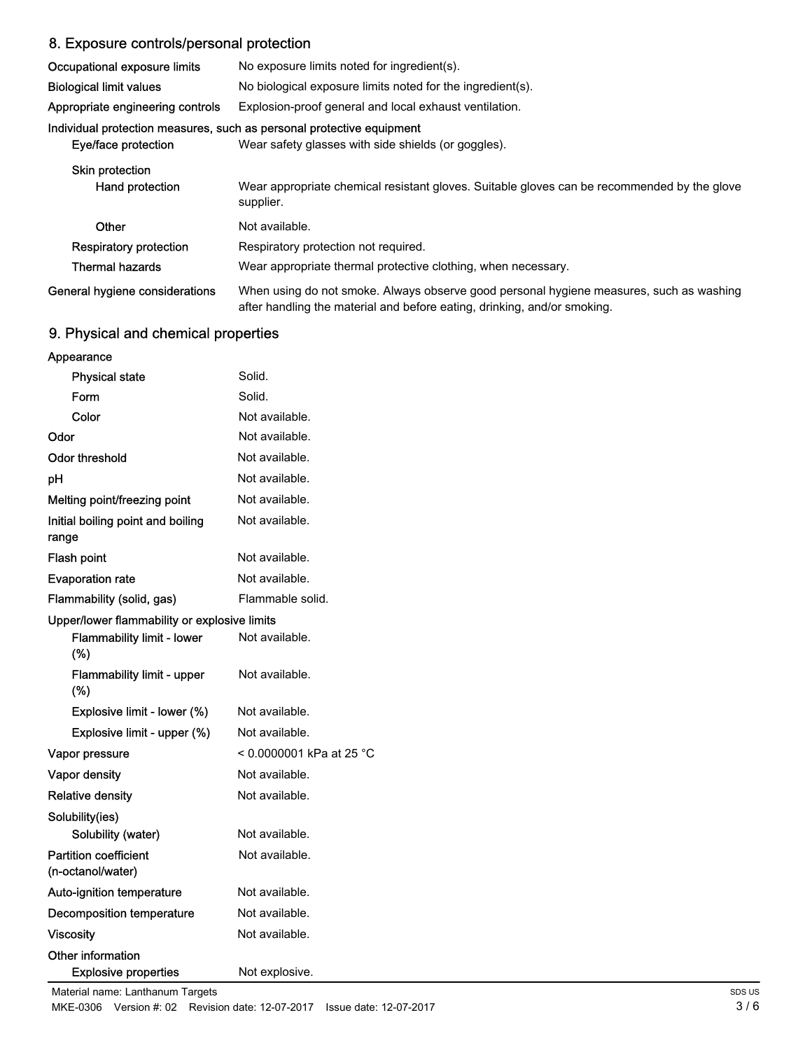## 8. Exposure controls/personal protection

| | |
|---|---|
| **Occupational exposure limits** | No exposure limits noted for ingredient(s). |
| **Biological limit values** | No biological exposure limits noted for the ingredient(s). |
| **Appropriate engineering controls** | Explosion-proof general and local exhaust ventilation. |

**Individual protection measures, such as personal protective equipment**

| | |
|---|---|
| **Eye/face protection** | Wear safety glasses with side shields (or goggles). |
| **Skin protection** | |
| **Hand protection** | Wear appropriate chemical resistant gloves. Suitable gloves can be recommended by the glove supplier. |
| **Other** | Not available. |
| **Respiratory protection** | Respiratory protection not required. |
| **Thermal hazards** | Wear appropriate thermal protective clothing, when necessary. |
| **General hygiene considerations** | When using do not smoke. Always observe good personal hygiene measures, such as washing after handling the material and before eating, drinking, and/or smoking. |

## 9. Physical and chemical properties

| | |
|---|---|
| **Appearance** | |
| **Physical state** | Solid. |
| **Form** | Solid. |
| **Color** | Not available. |
| **Odor** | Not available. |
| **Odor threshold** | Not available. |
| **pH** | Not available. |
| **Melting point/freezing point** | Not available. |
| **Initial boiling point and boiling range** | Not available. |
| **Flash point** | Not available. |
| **Evaporation rate** | Not available. |
| **Flammability (solid, gas)** | Flammable solid. |
| **Upper/lower flammability or explosive limits** | |
| **Flammability limit - lower (%)** | Not available. |
| **Flammability limit - upper (%)** | Not available. |
| **Explosive limit - lower (%)** | Not available. |
| **Explosive limit - upper (%)** | Not available. |
| **Vapor pressure** | < 0.0000001 kPa at 25 °C |
| **Vapor density** | Not available. |
| **Relative density** | Not available. |
| **Solubility(ies)** | |
| **Solubility (water)** | Not available. |
| **Partition coefficient (n-octanol/water)** | Not available. |
| **Auto-ignition temperature** | Not available. |
| **Decomposition temperature** | Not available. |
| **Viscosity** | Not available. |
| **Other information** | |
| **Explosive properties** | Not explosive. |

Material name: Lanthanum Targets

MKE-0306 Version #: 02 Revision date: 12-07-2017 Issue date: 12-07-2017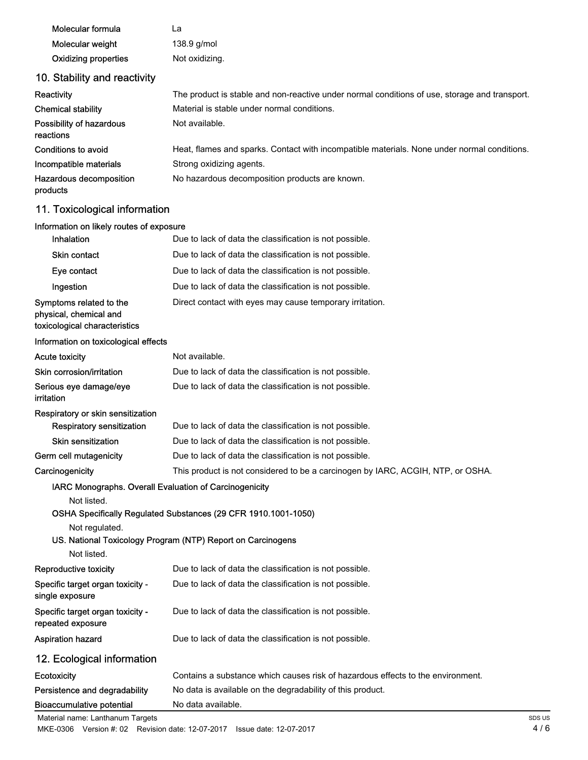| | |
|---|---|
| Molecular formula | La |
| Molecular weight | 138.9 g/mol |
| Oxidizing properties | Not oxidizing. |

## 10. Stability and reactivity

| | |
|---|---|
| Reactivity | The product is stable and non-reactive under normal conditions of use, storage and transport. |
| Chemical stability | Material is stable under normal conditions. |
| Possibility of hazardous reactions | Not available. |
| Conditions to avoid | Heat, flames and sparks. Contact with incompatible materials. None under normal conditions. |
| Incompatible materials | Strong oxidizing agents. |
| Hazardous decomposition products | No hazardous decomposition products are known. |

## 11. Toxicological information

**Information on likely routes of exposure**

| | |
|---|---|
| Inhalation | Due to lack of data the classification is not possible. |
| Skin contact | Due to lack of data the classification is not possible. |
| Eye contact | Due to lack of data the classification is not possible. |
| Ingestion | Due to lack of data the classification is not possible. |
| Symptoms related to the physical, chemical and toxicological characteristics | Direct contact with eyes may cause temporary irritation. |

**Information on toxicological effects**

| | |
|---|---|
| Acute toxicity | Not available. |
| Skin corrosion/irritation | Due to lack of data the classification is not possible. |
| Serious eye damage/eye irritation | Due to lack of data the classification is not possible. |
| **Respiratory or skin sensitization** | |
| Respiratory sensitization | Due to lack of data the classification is not possible. |
| Skin sensitization | Due to lack of data the classification is not possible. |
| Germ cell mutagenicity | Due to lack of data the classification is not possible. |
| Carcinogenicity | This product is not considered to be a carcinogen by IARC, ACGIH, NTP, or OSHA. |

**IARC Monographs. Overall Evaluation of Carcinogenicity**

Not listed.

**OSHA Specifically Regulated Substances (29 CFR 1910.1001-1050)**

Not regulated.

**US. National Toxicology Program (NTP) Report on Carcinogens**

Not listed.

| | |
|---|---|
| Reproductive toxicity | Due to lack of data the classification is not possible. |
| Specific target organ toxicity - single exposure | Due to lack of data the classification is not possible. |
| Specific target organ toxicity - repeated exposure | Due to lack of data the classification is not possible. |
| Aspiration hazard | Due to lack of data the classification is not possible. |

## 12. Ecological information

| | |
|---|---|
| Ecotoxicity | Contains a substance which causes risk of hazardous effects to the environment. |
| Persistence and degradability | No data is available on the degradability of this product. |
| Bioaccumulative potential | No data available. |

Material name: Lanthanum Targets
MKE-0306 Version #: 02 Revision date: 12-07-2017 Issue date: 12-07-2017
SDS US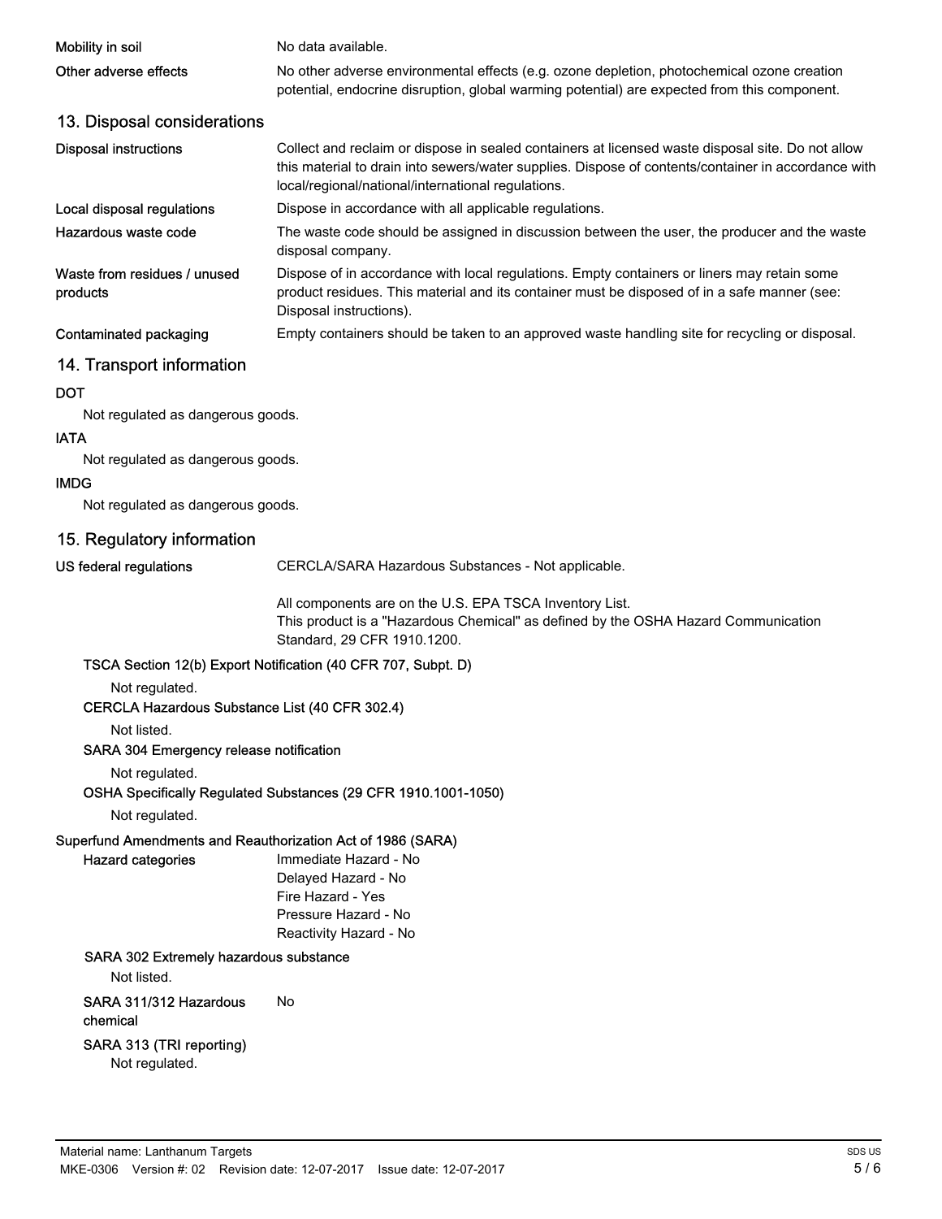**Mobility in soil** No data available.

**Other adverse effects** No other adverse environmental effects (e.g. ozone depletion, photochemical ozone creation potential, endocrine disruption, global warming potential) are expected from this component.

## 13. Disposal considerations

**Disposal instructions** Collect and reclaim or dispose in sealed containers at licensed waste disposal site. Do not allow this material to drain into sewers/water supplies. Dispose of contents/container in accordance with local/regional/national/international regulations.

**Local disposal regulations** Dispose in accordance with all applicable regulations.

**Hazardous waste code** The waste code should be assigned in discussion between the user, the producer and the waste disposal company.

**Waste from residues / unused products** Dispose of in accordance with local regulations. Empty containers or liners may retain some product residues. This material and its container must be disposed of in a safe manner (see: Disposal instructions).

**Contaminated packaging** Empty containers should be taken to an approved waste handling site for recycling or disposal.

## 14. Transport information

**DOT**

Not regulated as dangerous goods.

**IATA**

Not regulated as dangerous goods.

**IMDG**

Not regulated as dangerous goods.

## 15. Regulatory information

**US federal regulations** CERCLA/SARA Hazardous Substances - Not applicable.

All components are on the U.S. EPA TSCA Inventory List.
This product is a "Hazardous Chemical" as defined by the OSHA Hazard Communication Standard, 29 CFR 1910.1200.

**TSCA Section 12(b) Export Notification (40 CFR 707, Subpt. D)**

Not regulated.

**CERCLA Hazardous Substance List (40 CFR 302.4)**

Not listed.

**SARA 304 Emergency release notification**

Not regulated.

**OSHA Specifically Regulated Substances (29 CFR 1910.1001-1050)**

Not regulated.

**Superfund Amendments and Reauthorization Act of 1986 (SARA)**

**Hazard categories**
Immediate Hazard - No
Delayed Hazard - No
Fire Hazard - Yes
Pressure Hazard - No
Reactivity Hazard - No

**SARA 302 Extremely hazardous substance**

Not listed.

**SARA 311/312 Hazardous chemical** No

**SARA 313 (TRI reporting)**

Not regulated.

Material name: Lanthanum Targets
MKE-0306 Version #: 02 Revision date: 12-07-2017 Issue date: 12-07-2017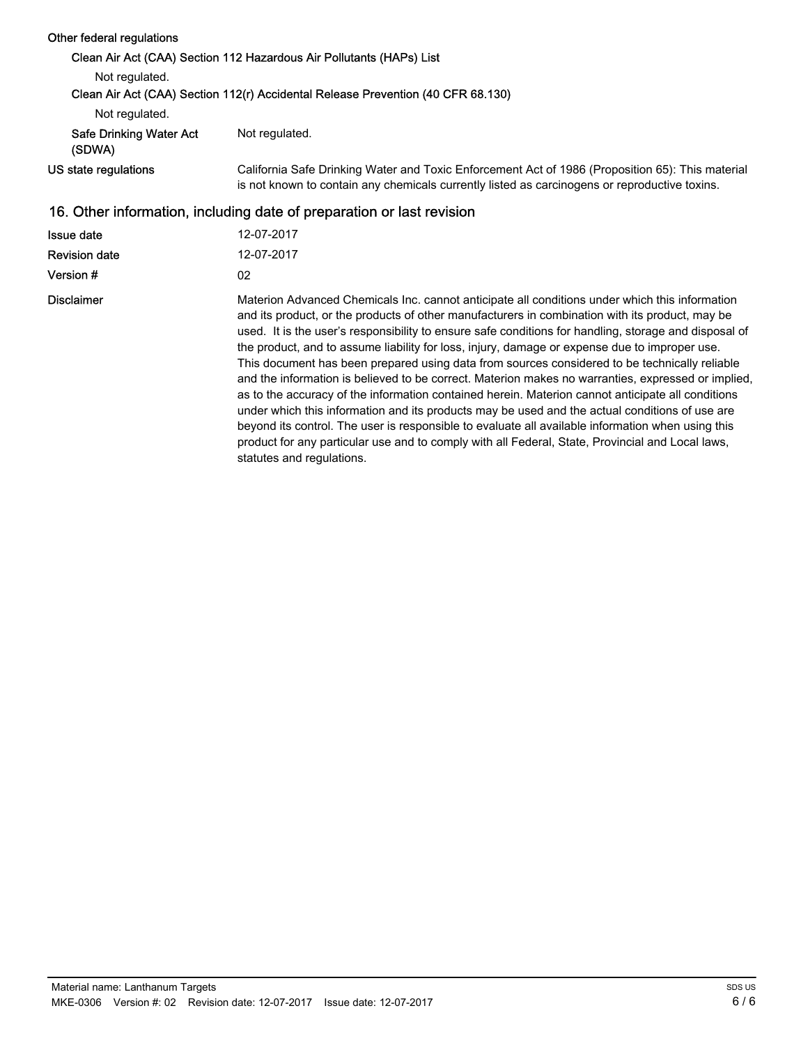**Other federal regulations**

**Clean Air Act (CAA) Section 112 Hazardous Air Pollutants (HAPs) List**

Not regulated.

**Clean Air Act (CAA) Section 112(r) Accidental Release Prevention (40 CFR 68.130)**

Not regulated.

**Safe Drinking Water Act (SDWA)** Not regulated.

**US state regulations** California Safe Drinking Water and Toxic Enforcement Act of 1986 (Proposition 65): This material is not known to contain any chemicals currently listed as carcinogens or reproductive toxins.

## 16. Other information, including date of preparation or last revision

| | |
|---|---|
| **Issue date** | 12-07-2017 |
| **Revision date** | 12-07-2017 |
| **Version #** | 02 |
| **Disclaimer** | Materion Advanced Chemicals Inc. cannot anticipate all conditions under which this information and its product, or the products of other manufacturers in combination with its product, may be used. It is the user's responsibility to ensure safe conditions for handling, storage and disposal of the product, and to assume liability for loss, injury, damage or expense due to improper use. This document has been prepared using data from sources considered to be technically reliable and the information is believed to be correct. Materion makes no warranties, expressed or implied, as to the accuracy of the information contained herein. Materion cannot anticipate all conditions under which this information and its products may be used and the actual conditions of use are beyond its control. The user is responsible to evaluate all available information when using this product for any particular use and to comply with all Federal, State, Provincial and Local laws, statutes and regulations. |